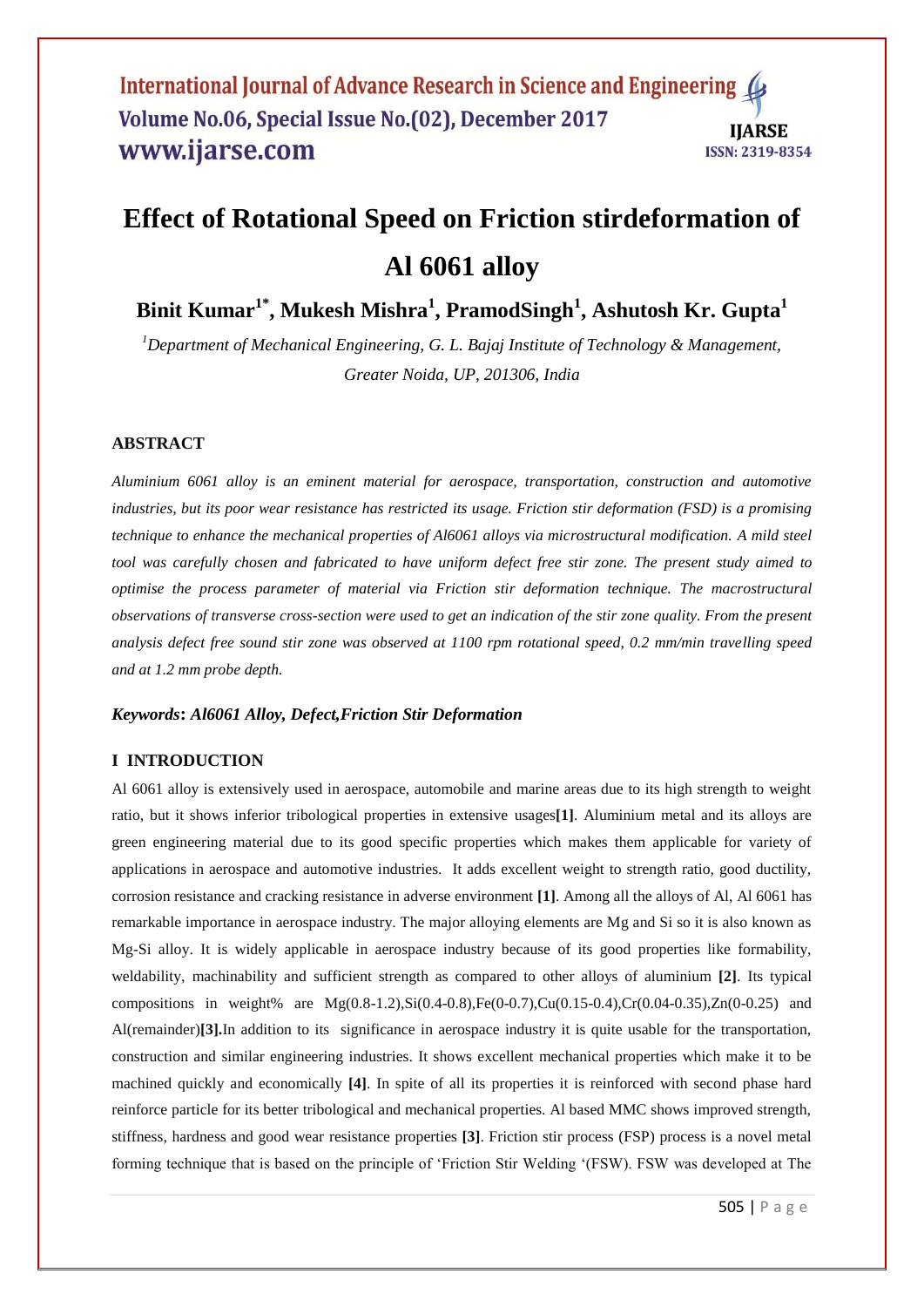# Effect of Rotational Speed on Friction stirdeformation of Al 6061 alloy

**Binit Kumar[1*], Mukesh Mishra[1], PramodSingh[1], Ashutosh Kr. Gupta[1]**

*[1]Department of Mechanical Engineering, G. L. Bajaj Institute of Technology & Management, Greater Noida, UP, 201306, India*

## ABSTRACT

*Aluminium 6061 alloy is an eminent material for aerospace, transportation, construction and automotive industries, but its poor wear resistance has restricted its usage. Friction stir deformation (FSD) is a promising technique to enhance the mechanical properties of Al6061 alloys via microstructural modification. A mild steel tool was carefully chosen and fabricated to have uniform defect free stir zone. The present study aimed to optimise the process parameter of material via Friction stir deformation technique. The macrostructural observations of transverse cross-section were used to get an indication of the stir zone quality. From the present analysis defect free sound stir zone was observed at 1100 rpm rotational speed, 0.2 mm/min travelling speed and at 1.2 mm probe depth.*

***Keywords*: *Al6061 Alloy, Defect,Friction Stir Deformation***

## I INTRODUCTION

Al 6061 alloy is extensively used in aerospace, automobile and marine areas due to its high strength to weight ratio, but it shows inferior tribological properties in extensive usages**[1]**. Aluminium metal and its alloys are green engineering material due to its good specific properties which makes them applicable for variety of applications in aerospace and automotive industries. It adds excellent weight to strength ratio, good ductility, corrosion resistance and cracking resistance in adverse environment **[1]**. Among all the alloys of Al, Al 6061 has remarkable importance in aerospace industry. The major alloying elements are Mg and Si so it is also known as Mg-Si alloy. It is widely applicable in aerospace industry because of its good properties like formability, weldability, machinability and sufficient strength as compared to other alloys of aluminium **[2]**. Its typical compositions in weight% are Mg(0.8-1.2),Si(0.4-0.8),Fe(0-0.7),Cu(0.15-0.4),Cr(0.04-0.35),Zn(0-0.25) and Al(remainder)**[3].**In addition to its significance in aerospace industry it is quite usable for the transportation, construction and similar engineering industries. It shows excellent mechanical properties which make it to be machined quickly and economically **[4]**. In spite of all its properties it is reinforced with second phase hard reinforce particle for its better tribological and mechanical properties. Al based MMC shows improved strength, stiffness, hardness and good wear resistance properties **[3]**. Friction stir process (FSP) process is a novel metal forming technique that is based on the principle of 'Friction Stir Welding '(FSW). FSW was developed at The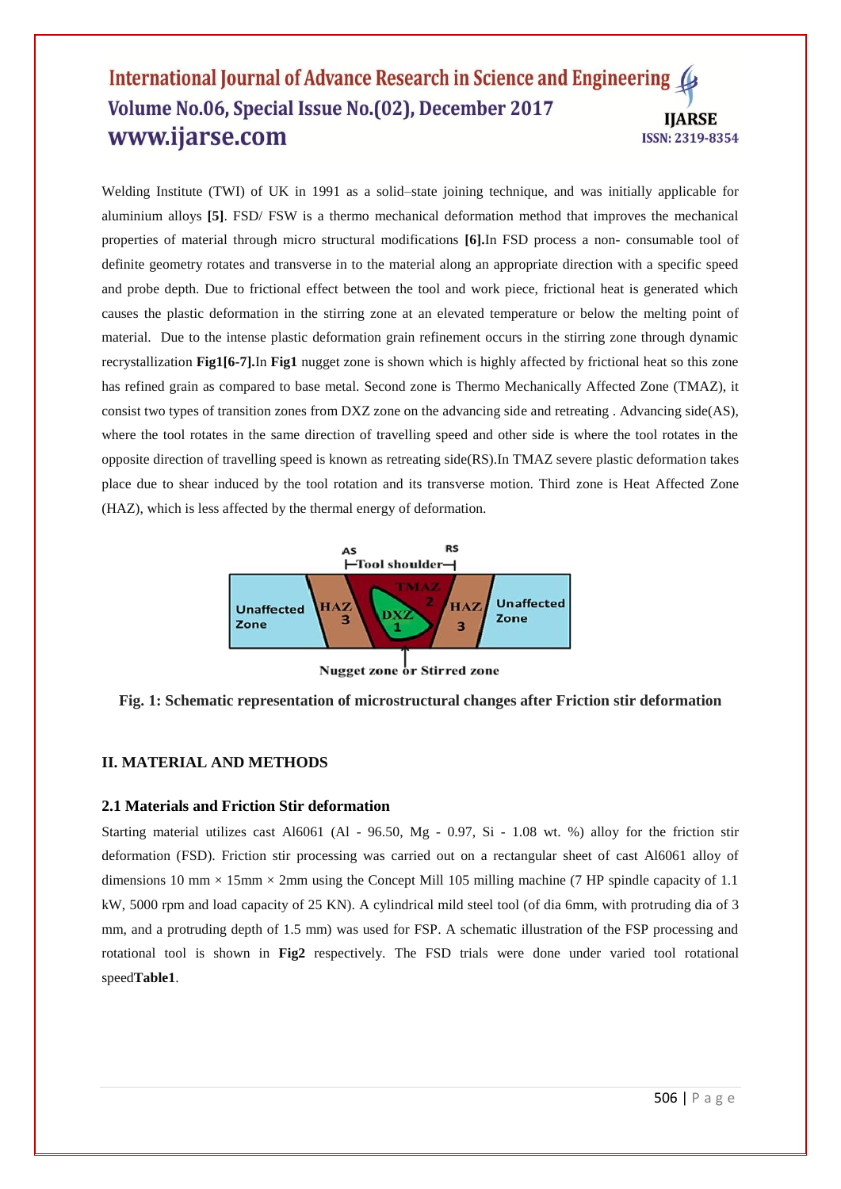Welding Institute (TWI) of UK in 1991 as a solid–state joining technique, and was initially applicable for aluminium alloys **[5]**. FSD/ FSW is a thermo mechanical deformation method that improves the mechanical properties of material through micro structural modifications **[6].**In FSD process a non- consumable tool of definite geometry rotates and transverse in to the material along an appropriate direction with a specific speed and probe depth. Due to frictional effect between the tool and work piece, frictional heat is generated which causes the plastic deformation in the stirring zone at an elevated temperature or below the melting point of material. Due to the intense plastic deformation grain refinement occurs in the stirring zone through dynamic recrystallization **Fig1[6-7].**In **Fig1** nugget zone is shown which is highly affected by frictional heat so this zone has refined grain as compared to base metal. Second zone is Thermo Mechanically Affected Zone (TMAZ), it consist two types of transition zones from DXZ zone on the advancing side and retreating . Advancing side(AS), where the tool rotates in the same direction of travelling speed and other side is where the tool rotates in the opposite direction of travelling speed is known as retreating side(RS).In TMAZ severe plastic deformation takes place due to shear induced by the tool rotation and its transverse motion. Third zone is Heat Affected Zone (HAZ), which is less affected by the thermal energy of deformation.

**Fig. 1: Schematic representation of microstructural changes after Friction stir deformation**

## II. MATERIAL AND METHODS

### 2.1 Materials and Friction Stir deformation

Starting material utilizes cast Al6061 (Al - 96.50, Mg - 0.97, Si - 1.08 wt. %) alloy for the friction stir deformation (FSD). Friction stir processing was carried out on a rectangular sheet of cast Al6061 alloy of dimensions 10 mm × 15mm × 2mm using the Concept Mill 105 milling machine (7 HP spindle capacity of 1.1 kW, 5000 rpm and load capacity of 25 KN). A cylindrical mild steel tool (of dia 6mm, with protruding dia of 3 mm, and a protruding depth of 1.5 mm) was used for FSP. A schematic illustration of the FSP processing and rotational tool is shown in **Fig2** respectively. The FSD trials were done under varied tool rotational speed**Table1**.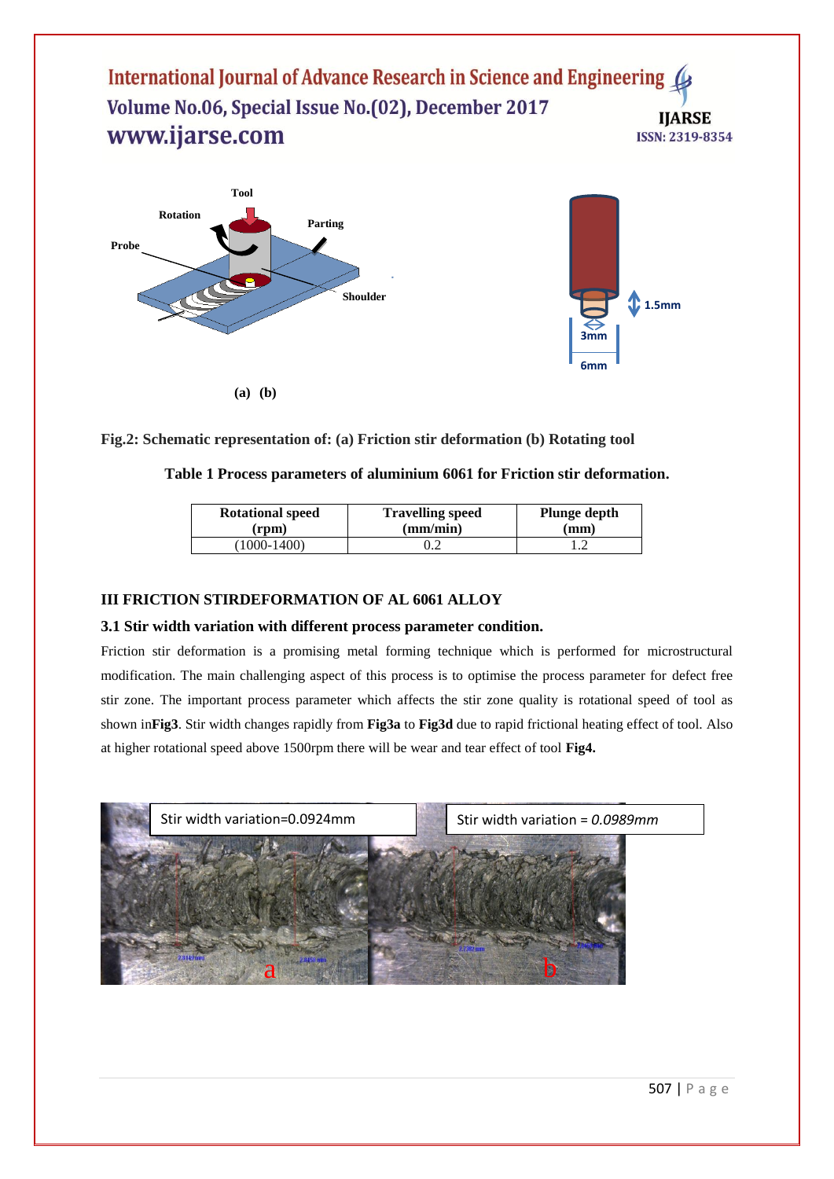**(a) (b)**

**Fig.2: Schematic representation of: (a) Friction stir deformation (b) Rotating tool**

**Table 1 Process parameters of aluminium 6061 for Friction stir deformation.**

| Rotational speed (rpm) | Travelling speed (mm/min) | Plunge depth (mm) |
|---|---|---|
| (1000-1400) | 0.2 | 1.2 |

## III FRICTION STIRDEFORMATION OF AL 6061 ALLOY

### 3.1 Stir width variation with different process parameter condition.

Friction stir deformation is a promising metal forming technique which is performed for microstructural modification. The main challenging aspect of this process is to optimise the process parameter for defect free stir zone. The important process parameter which affects the stir zone quality is rotational speed of tool as shown in**Fig3**. Stir width changes rapidly from **Fig3a** to **Fig3d** due to rapid frictional heating effect of tool. Also at higher rotational speed above 1500rpm there will be wear and tear effect of tool **Fig4.**

Stir width variation=0.0924mm

Stir width variation = *0.0989mm*

a b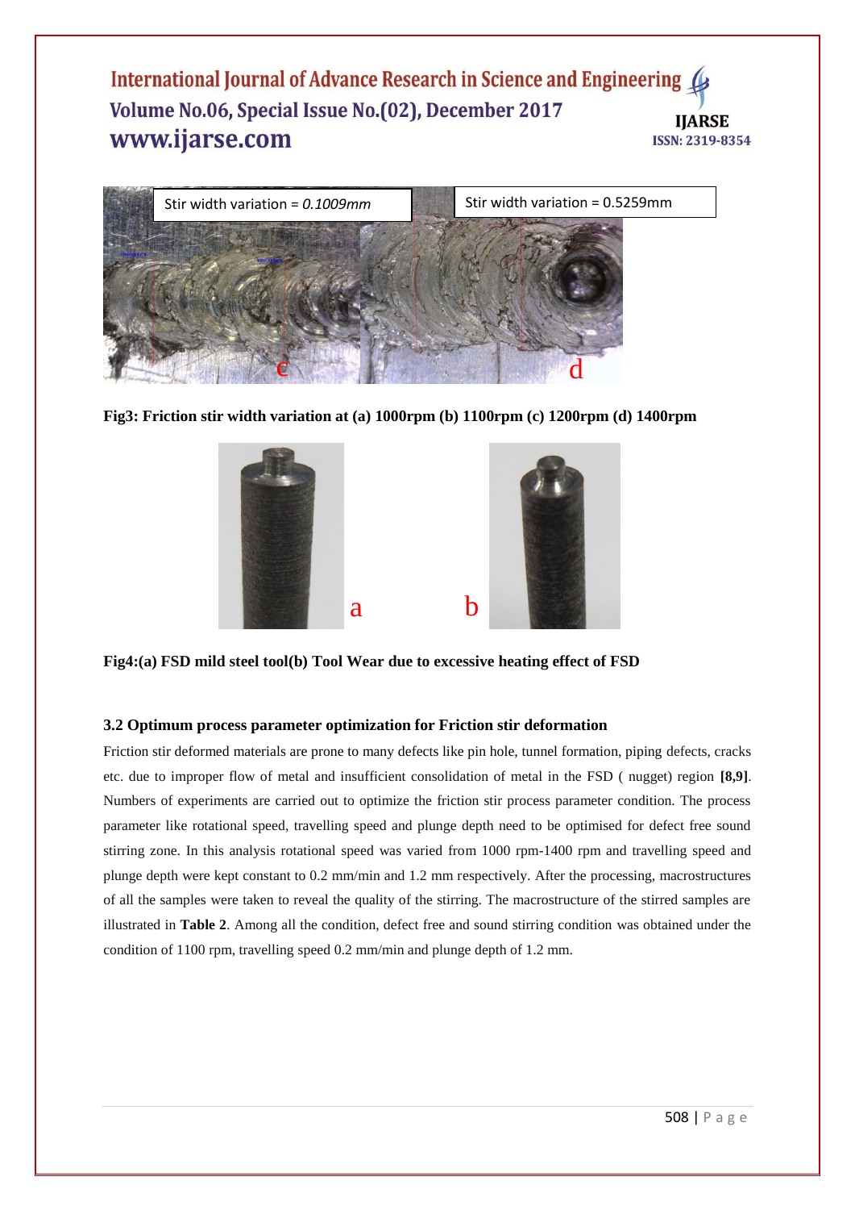Stir width variation = *0.1009mm*

Stir width variation = 0.5259mm

**Fig3: Friction stir width variation at (a) 1000rpm (b) 1100rpm (c) 1200rpm (d) 1400rpm**

**Fig4:(a) FSD mild steel tool(b) Tool Wear due to excessive heating effect of FSD**

### 3.2 Optimum process parameter optimization for Friction stir deformation

Friction stir deformed materials are prone to many defects like pin hole, tunnel formation, piping defects, cracks etc. due to improper flow of metal and insufficient consolidation of metal in the FSD ( nugget) region **[8,9]**. Numbers of experiments are carried out to optimize the friction stir process parameter condition. The process parameter like rotational speed, travelling speed and plunge depth need to be optimised for defect free sound stirring zone. In this analysis rotational speed was varied from 1000 rpm-1400 rpm and travelling speed and plunge depth were kept constant to 0.2 mm/min and 1.2 mm respectively. After the processing, macrostructures of all the samples were taken to reveal the quality of the stirring. The macrostructure of the stirred samples are illustrated in **Table 2**. Among all the condition, defect free and sound stirring condition was obtained under the condition of 1100 rpm, travelling speed 0.2 mm/min and plunge depth of 1.2 mm.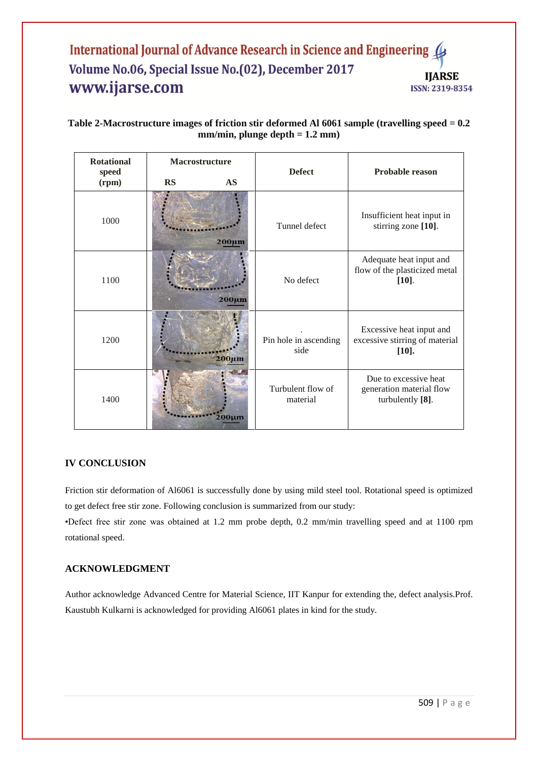**Table 2-Macrostructure images of friction stir deformed Al 6061 sample (travelling speed = 0.2 mm/min, plunge depth = 1.2 mm)**

| Rotational speed (rpm) | Macrostructure RS AS | Defect | Probable reason |
|---|---|---|---|
| 1000 | 200μm | Tunnel defect | Insufficient heat input in stirring zone **[10]**. |
| 1100 | 200μm | No defect | Adequate heat input and flow of the plasticized metal **[10]**. |
| 1200 | 200μm | Pin hole in ascending side | Excessive heat input and excessive stirring of material **[10].** |
| 1400 | 200μm | Turbulent flow of material | Due to excessive heat generation material flow turbulently **[8]**. |

## IV CONCLUSION

Friction stir deformation of Al6061 is successfully done by using mild steel tool. Rotational speed is optimized to get defect free stir zone. Following conclusion is summarized from our study:

•Defect free stir zone was obtained at 1.2 mm probe depth, 0.2 mm/min travelling speed and at 1100 rpm rotational speed.

## ACKNOWLEDGMENT

Author acknowledge Advanced Centre for Material Science, IIT Kanpur for extending the, defect analysis.Prof. Kaustubh Kulkarni is acknowledged for providing Al6061 plates in kind for the study.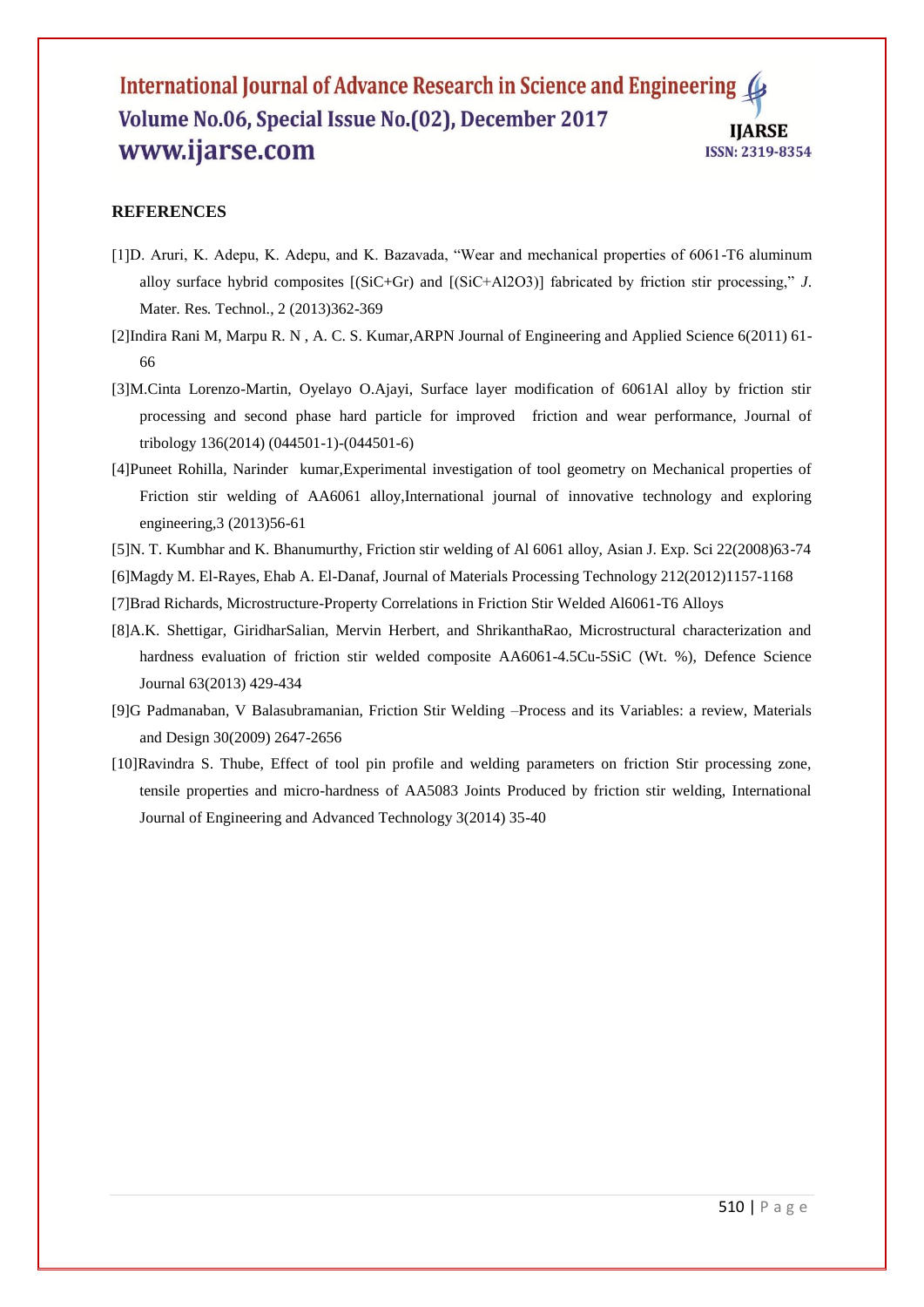## REFERENCES

[1]D. Aruri, K. Adepu, K. Adepu, and K. Bazavada, "Wear and mechanical properties of 6061-T6 aluminum alloy surface hybrid composites [(SiC+Gr) and [(SiC+Al2O3)] fabricated by friction stir processing," *J.* Mater. Res. Technol., 2 (2013)362-369

[2]Indira Rani M, Marpu R. N , A. C. S. Kumar,ARPN Journal of Engineering and Applied Science 6(2011) 61-66

[3]M.Cinta Lorenzo-Martin, Oyelayo O.Ajayi, Surface layer modification of 6061Al alloy by friction stir processing and second phase hard particle for improved friction and wear performance, Journal of tribology 136(2014) (044501-1)-(044501-6)

[4]Puneet Rohilla, Narinder kumar,Experimental investigation of tool geometry on Mechanical properties of Friction stir welding of AA6061 alloy,International journal of innovative technology and exploring engineering,3 (2013)56-61

[5]N. T. Kumbhar and K. Bhanumurthy, Friction stir welding of Al 6061 alloy, Asian J. Exp. Sci 22(2008)63-74

[6]Magdy M. El-Rayes, Ehab A. El-Danaf, Journal of Materials Processing Technology 212(2012)1157-1168

[7]Brad Richards, Microstructure-Property Correlations in Friction Stir Welded Al6061-T6 Alloys

[8]A.K. Shettigar, GiridharSalian, Mervin Herbert, and ShrikanthaRao, Microstructural characterization and hardness evaluation of friction stir welded composite AA6061-4.5Cu-5SiC (Wt. %), Defence Science Journal 63(2013) 429-434

[9]G Padmanaban, V Balasubramanian, Friction Stir Welding –Process and its Variables: a review, Materials and Design 30(2009) 2647-2656

[10]Ravindra S. Thube, Effect of tool pin profile and welding parameters on friction Stir processing zone, tensile properties and micro-hardness of AA5083 Joints Produced by friction stir welding, International Journal of Engineering and Advanced Technology 3(2014) 35-40